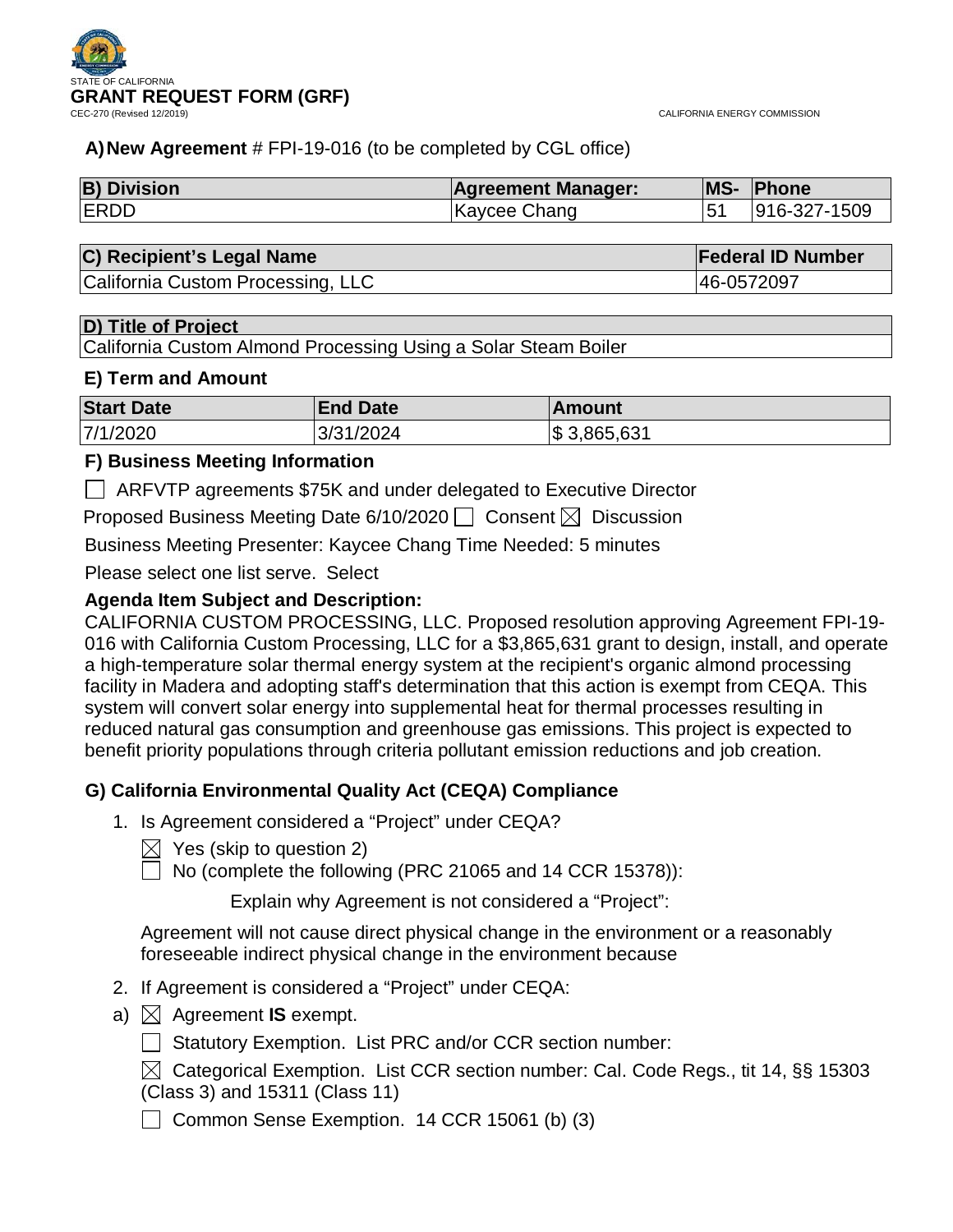STATE OF CALIFORNIA

# GRANT REQUEST FORM (GRF)

CEC-270 (Revised 12/2019)

CALIFORNIA ENERGY COMMISSION

**A) New Agreement** # FPI-19-016 (to be completed by CGL office)

| B) Division | Agreement Manager: | MS- | Phone |
|---|---|---|---|
| ERDD | Kaycee Chang | 51 | 916-327-1509 |

| C) Recipient's Legal Name | Federal ID Number |
|---|---|
| California Custom Processing, LLC | 46-0572097 |

| D) Title of Project |
|---|
| California Custom Almond Processing Using a Solar Steam Boiler |

**E) Term and Amount**

| Start Date | End Date | Amount |
|---|---|---|
| 7/1/2020 | 3/31/2024 | $ 3,865,631 |

**F) Business Meeting Information**

☐ ARFVTP agreements $75K and under delegated to Executive Director

Proposed Business Meeting Date 6/10/2020 ☐ Consent ☒ Discussion

Business Meeting Presenter: Kaycee Chang Time Needed: 5 minutes

Please select one list serve. Select

**Agenda Item Subject and Description:**

CALIFORNIA CUSTOM PROCESSING, LLC. Proposed resolution approving Agreement FPI-19-016 with California Custom Processing, LLC for a $3,865,631 grant to design, install, and operate a high-temperature solar thermal energy system at the recipient's organic almond processing facility in Madera and adopting staff's determination that this action is exempt from CEQA. This system will convert solar energy into supplemental heat for thermal processes resulting in reduced natural gas consumption and greenhouse gas emissions. This project is expected to benefit priority populations through criteria pollutant emission reductions and job creation.

**G) California Environmental Quality Act (CEQA) Compliance**

1. Is Agreement considered a "Project" under CEQA?

   ☒ Yes (skip to question 2)

   ☐ No (complete the following (PRC 21065 and 14 CCR 15378)):

   Explain why Agreement is not considered a "Project":

   Agreement will not cause direct physical change in the environment or a reasonably foreseeable indirect physical change in the environment because

2. If Agreement is considered a "Project" under CEQA:

a) ☒ Agreement **IS** exempt.

   ☐ Statutory Exemption. List PRC and/or CCR section number:

   ☒ Categorical Exemption. List CCR section number: Cal. Code Regs., tit 14, §§ 15303 (Class 3) and 15311 (Class 11)

   ☐ Common Sense Exemption. 14 CCR 15061 (b) (3)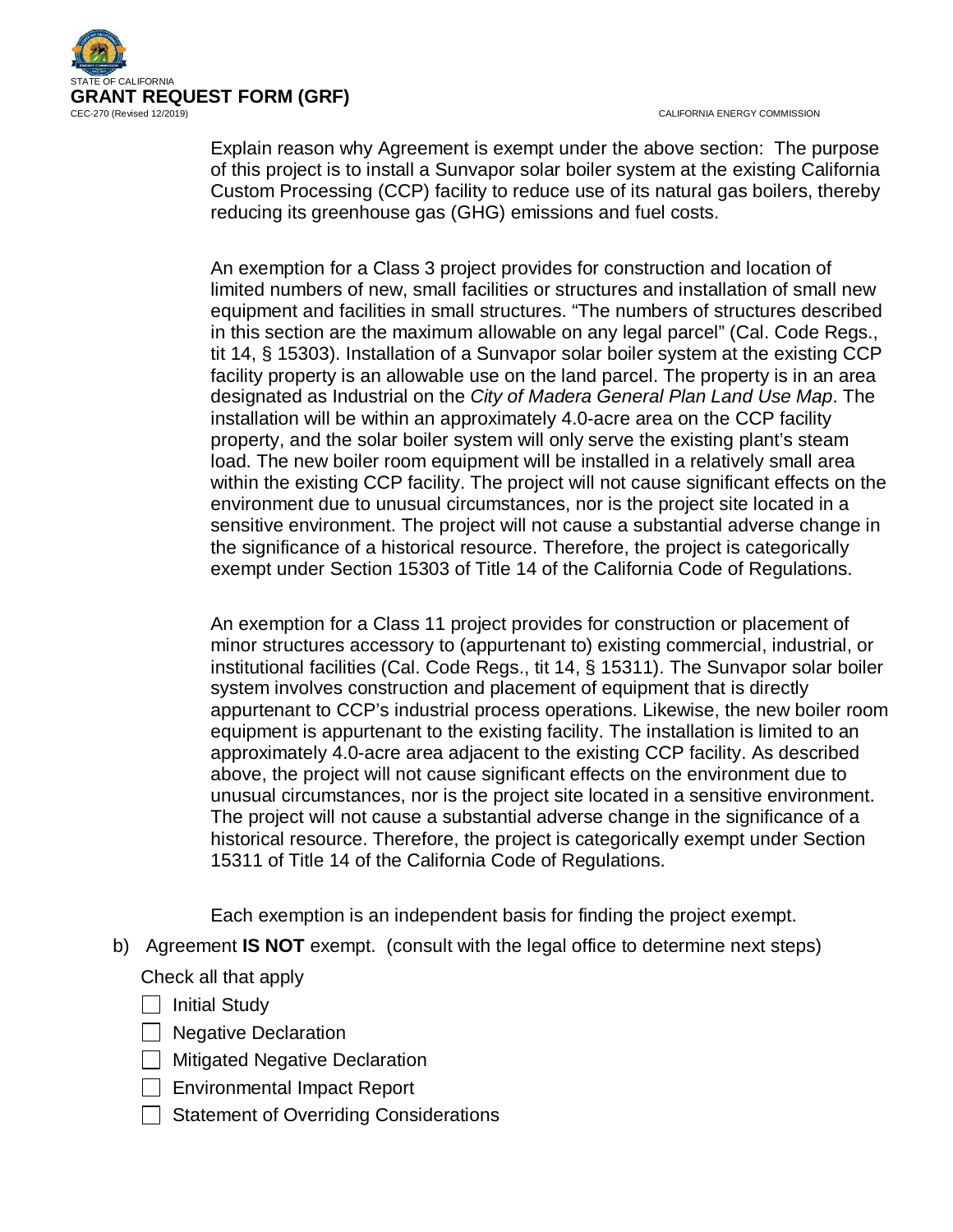Explain reason why Agreement is exempt under the above section: The purpose of this project is to install a Sunvapor solar boiler system at the existing California Custom Processing (CCP) facility to reduce use of its natural gas boilers, thereby reducing its greenhouse gas (GHG) emissions and fuel costs.

An exemption for a Class 3 project provides for construction and location of limited numbers of new, small facilities or structures and installation of small new equipment and facilities in small structures. "The numbers of structures described in this section are the maximum allowable on any legal parcel" (Cal. Code Regs., tit 14, § 15303). Installation of a Sunvapor solar boiler system at the existing CCP facility property is an allowable use on the land parcel. The property is in an area designated as Industrial on the *City of Madera General Plan Land Use Map*. The installation will be within an approximately 4.0-acre area on the CCP facility property, and the solar boiler system will only serve the existing plant's steam load. The new boiler room equipment will be installed in a relatively small area within the existing CCP facility. The project will not cause significant effects on the environment due to unusual circumstances, nor is the project site located in a sensitive environment. The project will not cause a substantial adverse change in the significance of a historical resource. Therefore, the project is categorically exempt under Section 15303 of Title 14 of the California Code of Regulations.

An exemption for a Class 11 project provides for construction or placement of minor structures accessory to (appurtenant to) existing commercial, industrial, or institutional facilities (Cal. Code Regs., tit 14, § 15311). The Sunvapor solar boiler system involves construction and placement of equipment that is directly appurtenant to CCP's industrial process operations. Likewise, the new boiler room equipment is appurtenant to the existing facility. The installation is limited to an approximately 4.0-acre area adjacent to the existing CCP facility. As described above, the project will not cause significant effects on the environment due to unusual circumstances, nor is the project site located in a sensitive environment. The project will not cause a substantial adverse change in the significance of a historical resource. Therefore, the project is categorically exempt under Section 15311 of Title 14 of the California Code of Regulations.

Each exemption is an independent basis for finding the project exempt.

b) Agreement **IS NOT** exempt. (consult with the legal office to determine next steps)

Check all that apply

- [ ] Initial Study
- [ ] Negative Declaration
- [ ] Mitigated Negative Declaration
- [ ] Environmental Impact Report
- [ ] Statement of Overriding Considerations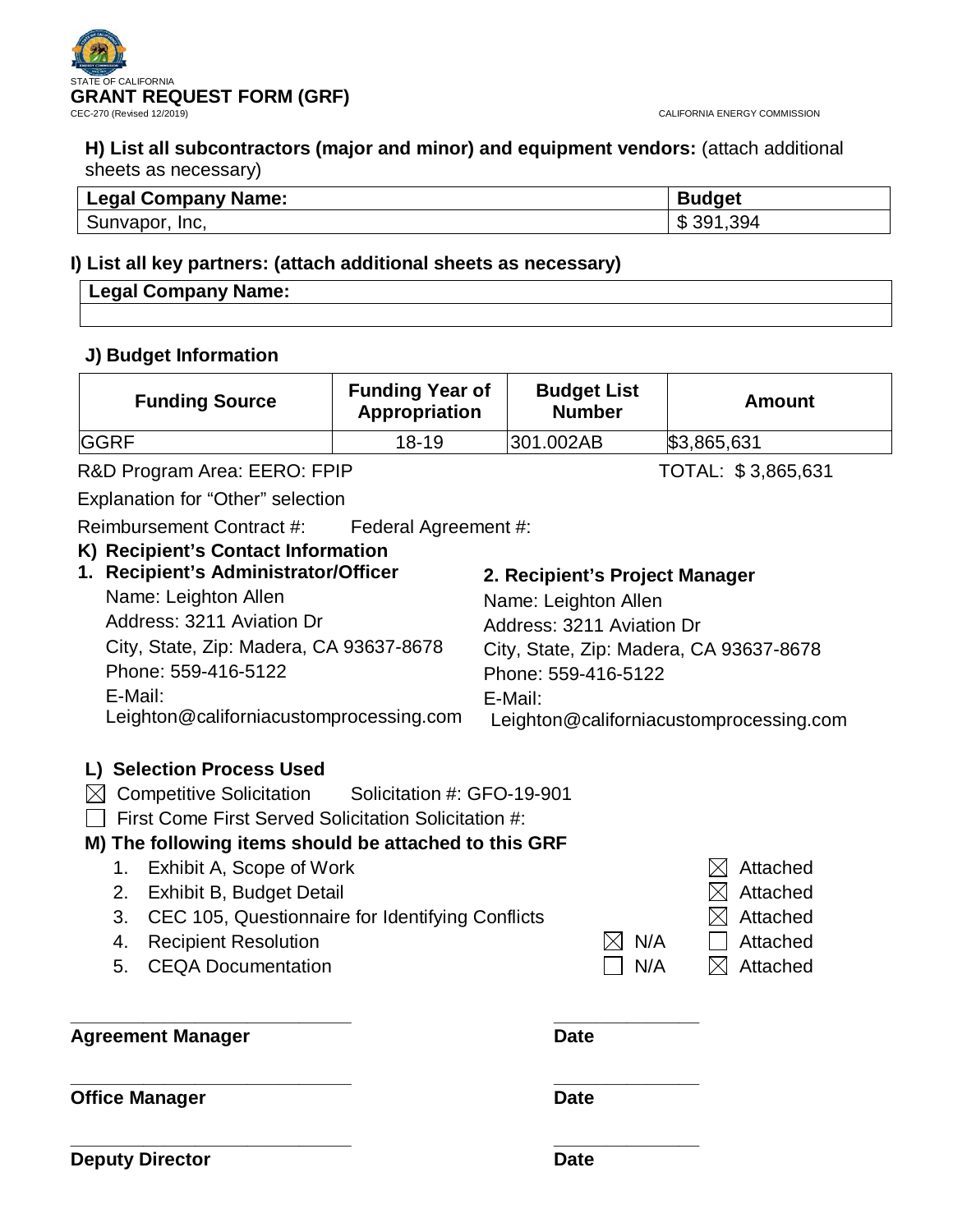STATE OF CALIFORNIA

**GRANT REQUEST FORM (GRF)**

CEC-270 (Revised 12/2019)

CALIFORNIA ENERGY COMMISSION

**H) List all subcontractors (major and minor) and equipment vendors:** (attach additional sheets as necessary)

| Legal Company Name: | Budget |
|---|---|
| Sunvapor, Inc, | $ 391,394 |

**I) List all key partners: (attach additional sheets as necessary)**

| Legal Company Name: |
|---|
| |

**J) Budget Information**

| Funding Source | Funding Year of Appropriation | Budget List Number | Amount |
|---|---|---|---|
| GGRF | 18-19 | 301.002AB | $3,865,631 |

R&D Program Area: EERO: FPIP TOTAL: $ 3,865,631

Explanation for "Other" selection

Reimbursement Contract #: Federal Agreement #:

**K) Recipient's Contact Information**

**1. Recipient's Administrator/Officer**

Name: Leighton Allen
Address: 3211 Aviation Dr
City, State, Zip: Madera, CA 93637-8678
Phone: 559-416-5122
E-Mail: Leighton@californiacustomprocessing.com

**2. Recipient's Project Manager**

Name: Leighton Allen
Address: 3211 Aviation Dr
City, State, Zip: Madera, CA 93637-8678
Phone: 559-416-5122
E-Mail: Leighton@californiacustomprocessing.com

**L) Selection Process Used**

☒ Competitive Solicitation Solicitation #: GFO-19-901

☐ First Come First Served Solicitation Solicitation #:

**M) The following items should be attached to this GRF**

1. Exhibit A, Scope of Work ☒ Attached
2. Exhibit B, Budget Detail ☒ Attached
3. CEC 105, Questionnaire for Identifying Conflicts ☒ Attached
4. Recipient Resolution ☒ N/A ☐ Attached
5. CEQA Documentation ☐ N/A ☒ Attached

_____________________________ _______________

**Agreement Manager** **Date**

_____________________________ _______________

**Office Manager** **Date**

_____________________________ _______________

**Deputy Director** **Date**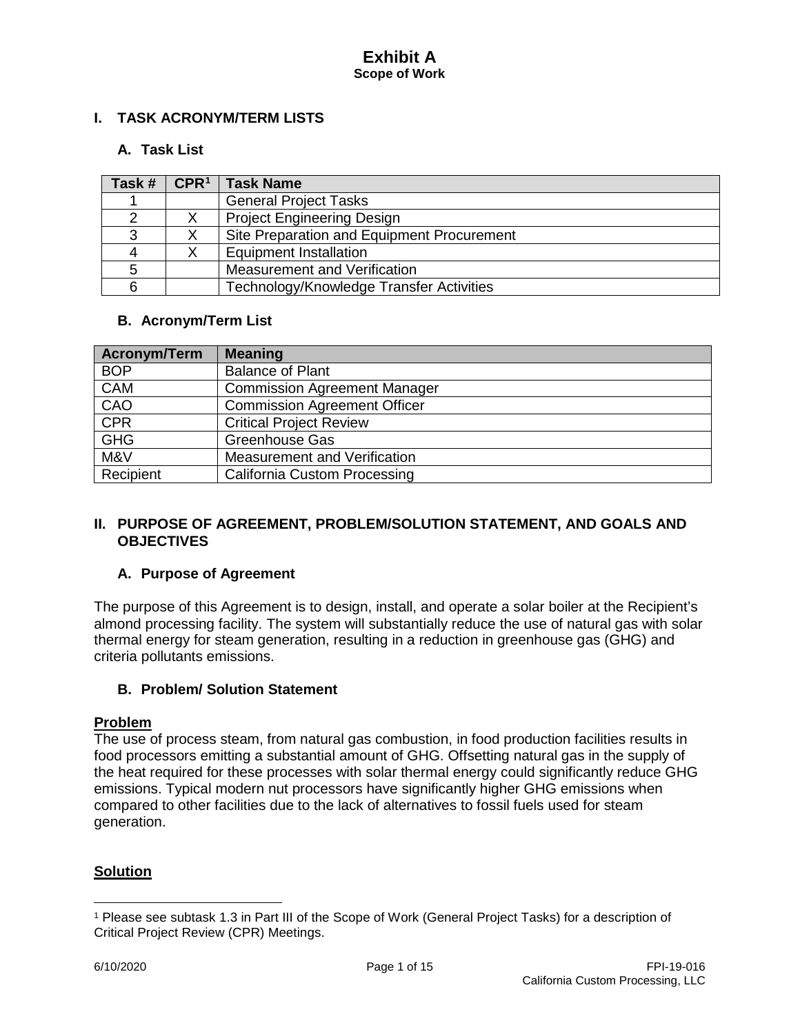# Exhibit A
**Scope of Work**

## I. TASK ACRONYM/TERM LISTS

### A. Task List

| Task # | CPR[1] | Task Name |
|---|---|---|
| 1 | | General Project Tasks |
| 2 | X | Project Engineering Design |
| 3 | X | Site Preparation and Equipment Procurement |
| 4 | X | Equipment Installation |
| 5 | | Measurement and Verification |
| 6 | | Technology/Knowledge Transfer Activities |

### B. Acronym/Term List

| Acronym/Term | Meaning |
|---|---|
| BOP | Balance of Plant |
| CAM | Commission Agreement Manager |
| CAO | Commission Agreement Officer |
| CPR | Critical Project Review |
| GHG | Greenhouse Gas |
| M&V | Measurement and Verification |
| Recipient | California Custom Processing |

## II. PURPOSE OF AGREEMENT, PROBLEM/SOLUTION STATEMENT, AND GOALS AND OBJECTIVES

### A. Purpose of Agreement

The purpose of this Agreement is to design, install, and operate a solar boiler at the Recipient's almond processing facility. The system will substantially reduce the use of natural gas with solar thermal energy for steam generation, resulting in a reduction in greenhouse gas (GHG) and criteria pollutants emissions.

### B. Problem/ Solution Statement

**Problem**
The use of process steam, from natural gas combustion, in food production facilities results in food processors emitting a substantial amount of GHG. Offsetting natural gas in the supply of the heat required for these processes with solar thermal energy could significantly reduce GHG emissions. Typical modern nut processors have significantly higher GHG emissions when compared to other facilities due to the lack of alternatives to fossil fuels used for steam generation.

**Solution**

[1] Please see subtask 1.3 in Part III of the Scope of Work (General Project Tasks) for a description of Critical Project Review (CPR) Meetings.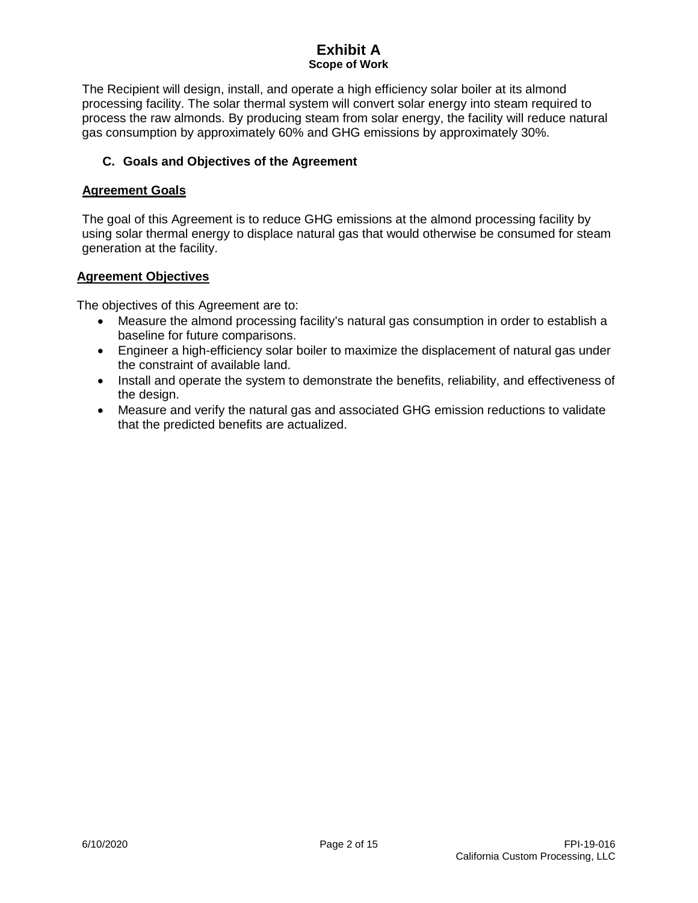The Recipient will design, install, and operate a high efficiency solar boiler at its almond processing facility. The solar thermal system will convert solar energy into steam required to process the raw almonds. By producing steam from solar energy, the facility will reduce natural gas consumption by approximately 60% and GHG emissions by approximately 30%.

### C. Goals and Objectives of the Agreement

**Agreement Goals**

The goal of this Agreement is to reduce GHG emissions at the almond processing facility by using solar thermal energy to displace natural gas that would otherwise be consumed for steam generation at the facility.

**Agreement Objectives**

The objectives of this Agreement are to:

- Measure the almond processing facility's natural gas consumption in order to establish a baseline for future comparisons.
- Engineer a high-efficiency solar boiler to maximize the displacement of natural gas under the constraint of available land.
- Install and operate the system to demonstrate the benefits, reliability, and effectiveness of the design.
- Measure and verify the natural gas and associated GHG emission reductions to validate that the predicted benefits are actualized.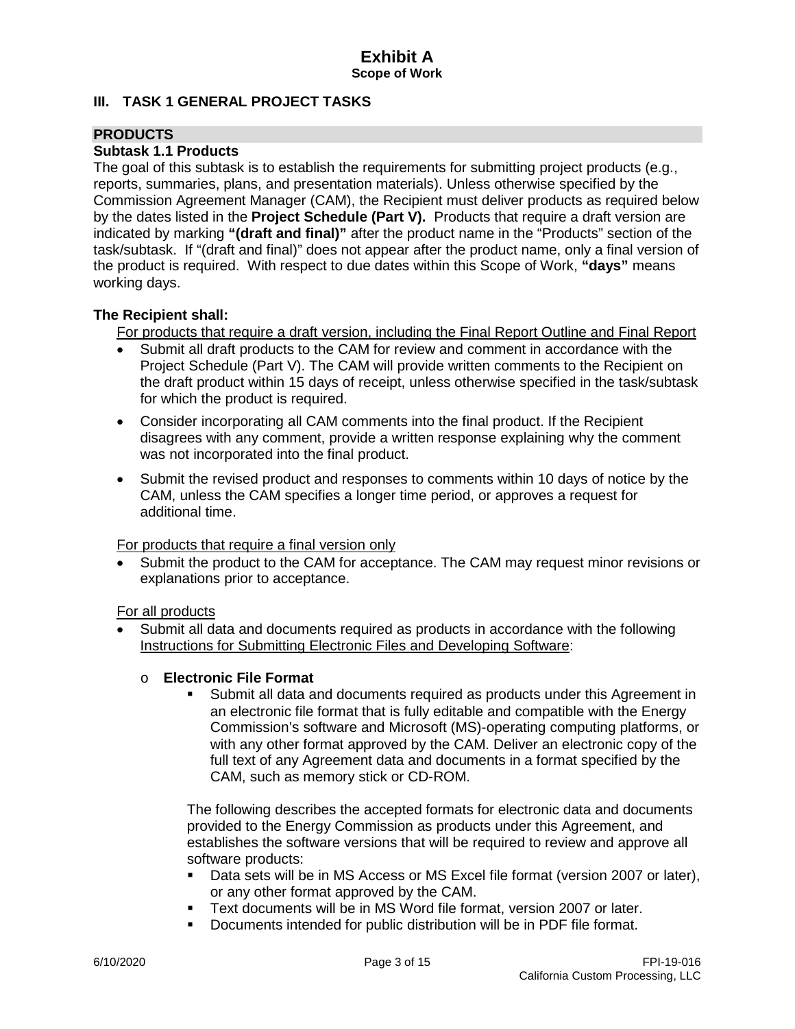# Exhibit A
**Scope of Work**

## III. TASK 1 GENERAL PROJECT TASKS

### PRODUCTS

#### Subtask 1.1 Products

The goal of this subtask is to establish the requirements for submitting project products (e.g., reports, summaries, plans, and presentation materials). Unless otherwise specified by the Commission Agreement Manager (CAM), the Recipient must deliver products as required below by the dates listed in the **Project Schedule (Part V).** Products that require a draft version are indicated by marking **"(draft and final)"** after the product name in the "Products" section of the task/subtask. If "(draft and final)" does not appear after the product name, only a final version of the product is required. With respect to due dates within this Scope of Work, **"days"** means working days.

**The Recipient shall:**

For products that require a draft version, including the Final Report Outline and Final Report

- Submit all draft products to the CAM for review and comment in accordance with the Project Schedule (Part V). The CAM will provide written comments to the Recipient on the draft product within 15 days of receipt, unless otherwise specified in the task/subtask for which the product is required.
- Consider incorporating all CAM comments into the final product. If the Recipient disagrees with any comment, provide a written response explaining why the comment was not incorporated into the final product.
- Submit the revised product and responses to comments within 10 days of notice by the CAM, unless the CAM specifies a longer time period, or approves a request for additional time.

For products that require a final version only

- Submit the product to the CAM for acceptance. The CAM may request minor revisions or explanations prior to acceptance.

For all products

- Submit all data and documents required as products in accordance with the following Instructions for Submitting Electronic Files and Developing Software:
  - **Electronic File Format**
    - Submit all data and documents required as products under this Agreement in an electronic file format that is fully editable and compatible with the Energy Commission's software and Microsoft (MS)-operating computing platforms, or with any other format approved by the CAM. Deliver an electronic copy of the full text of any Agreement data and documents in a format specified by the CAM, such as memory stick or CD-ROM.

    The following describes the accepted formats for electronic data and documents provided to the Energy Commission as products under this Agreement, and establishes the software versions that will be required to review and approve all software products:

    - Data sets will be in MS Access or MS Excel file format (version 2007 or later), or any other format approved by the CAM.
    - Text documents will be in MS Word file format, version 2007 or later.
    - Documents intended for public distribution will be in PDF file format.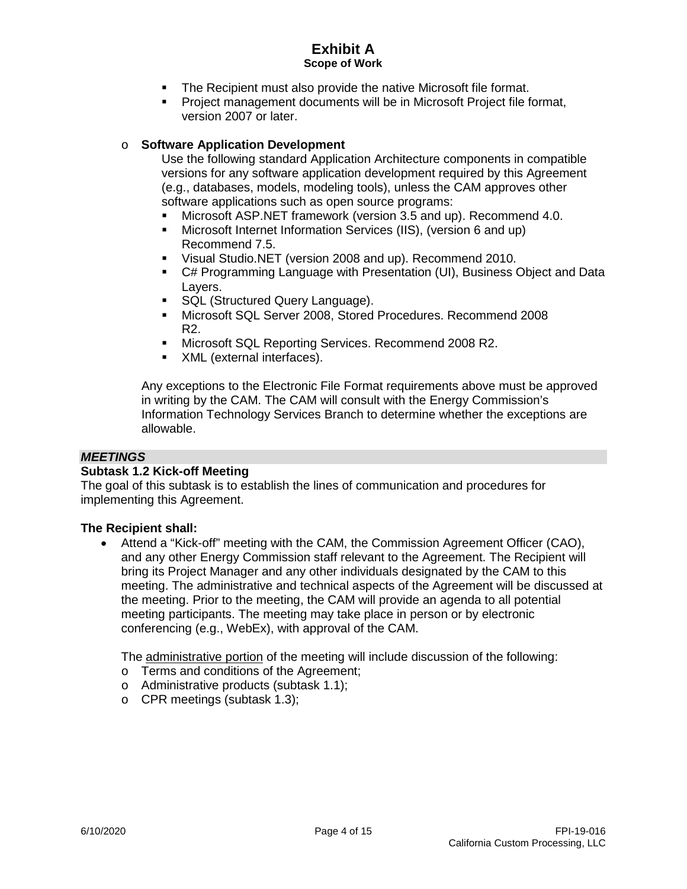- The Recipient must also provide the native Microsoft file format.
- Project management documents will be in Microsoft Project file format, version 2007 or later.

- **Software Application Development**

  Use the following standard Application Architecture components in compatible versions for any software application development required by this Agreement (e.g., databases, models, modeling tools), unless the CAM approves other software applications such as open source programs:

  - Microsoft ASP.NET framework (version 3.5 and up). Recommend 4.0.
  - Microsoft Internet Information Services (IIS), (version 6 and up) Recommend 7.5.
  - Visual Studio.NET (version 2008 and up). Recommend 2010.
  - C# Programming Language with Presentation (UI), Business Object and Data Layers.
  - SQL (Structured Query Language).
  - Microsoft SQL Server 2008, Stored Procedures. Recommend 2008 R2.
  - Microsoft SQL Reporting Services. Recommend 2008 R2.
  - XML (external interfaces).

  Any exceptions to the Electronic File Format requirements above must be approved in writing by the CAM. The CAM will consult with the Energy Commission's Information Technology Services Branch to determine whether the exceptions are allowable.

***MEETINGS***

**Subtask 1.2 Kick-off Meeting**

The goal of this subtask is to establish the lines of communication and procedures for implementing this Agreement.

**The Recipient shall:**

- Attend a "Kick-off" meeting with the CAM, the Commission Agreement Officer (CAO), and any other Energy Commission staff relevant to the Agreement. The Recipient will bring its Project Manager and any other individuals designated by the CAM to this meeting. The administrative and technical aspects of the Agreement will be discussed at the meeting. Prior to the meeting, the CAM will provide an agenda to all potential meeting participants. The meeting may take place in person or by electronic conferencing (e.g., WebEx), with approval of the CAM.

  The administrative portion of the meeting will include discussion of the following:
  - Terms and conditions of the Agreement;
  - Administrative products (subtask 1.1);
  - CPR meetings (subtask 1.3);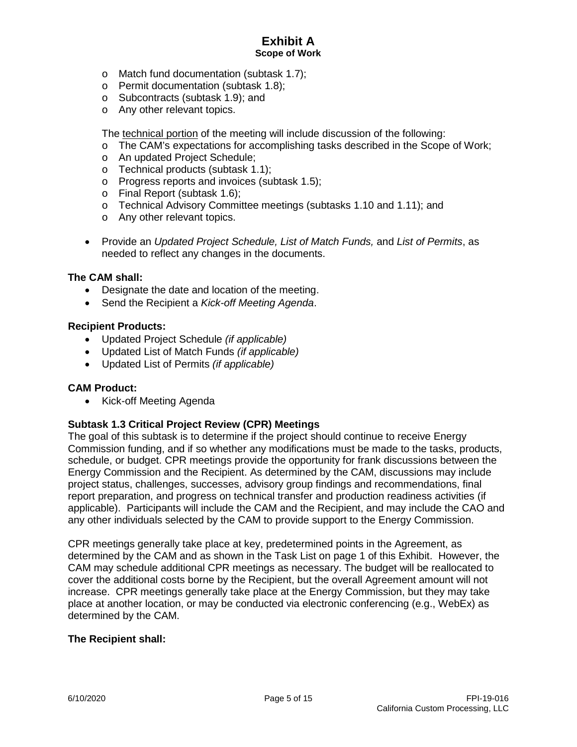- Match fund documentation (subtask 1.7);
  - Permit documentation (subtask 1.8);
  - Subcontracts (subtask 1.9); and
  - Any other relevant topics.

  The technical portion of the meeting will include discussion of the following:
  - The CAM's expectations for accomplishing tasks described in the Scope of Work;
  - An updated Project Schedule;
  - Technical products (subtask 1.1);
  - Progress reports and invoices (subtask 1.5);
  - Final Report (subtask 1.6);
  - Technical Advisory Committee meetings (subtasks 1.10 and 1.11); and
  - Any other relevant topics.

- Provide an *Updated Project Schedule, List of Match Funds,* and *List of Permits*, as needed to reflect any changes in the documents.

**The CAM shall:**

- Designate the date and location of the meeting.
- Send the Recipient a *Kick-off Meeting Agenda*.

**Recipient Products:**

- Updated Project Schedule *(if applicable)*
- Updated List of Match Funds *(if applicable)*
- Updated List of Permits *(if applicable)*

**CAM Product:**

- Kick-off Meeting Agenda

**Subtask 1.3 Critical Project Review (CPR) Meetings**

The goal of this subtask is to determine if the project should continue to receive Energy Commission funding, and if so whether any modifications must be made to the tasks, products, schedule, or budget. CPR meetings provide the opportunity for frank discussions between the Energy Commission and the Recipient. As determined by the CAM, discussions may include project status, challenges, successes, advisory group findings and recommendations, final report preparation, and progress on technical transfer and production readiness activities (if applicable). Participants will include the CAM and the Recipient, and may include the CAO and any other individuals selected by the CAM to provide support to the Energy Commission.

CPR meetings generally take place at key, predetermined points in the Agreement, as determined by the CAM and as shown in the Task List on page 1 of this Exhibit. However, the CAM may schedule additional CPR meetings as necessary. The budget will be reallocated to cover the additional costs borne by the Recipient, but the overall Agreement amount will not increase. CPR meetings generally take place at the Energy Commission, but they may take place at another location, or may be conducted via electronic conferencing (e.g., WebEx) as determined by the CAM.

**The Recipient shall:**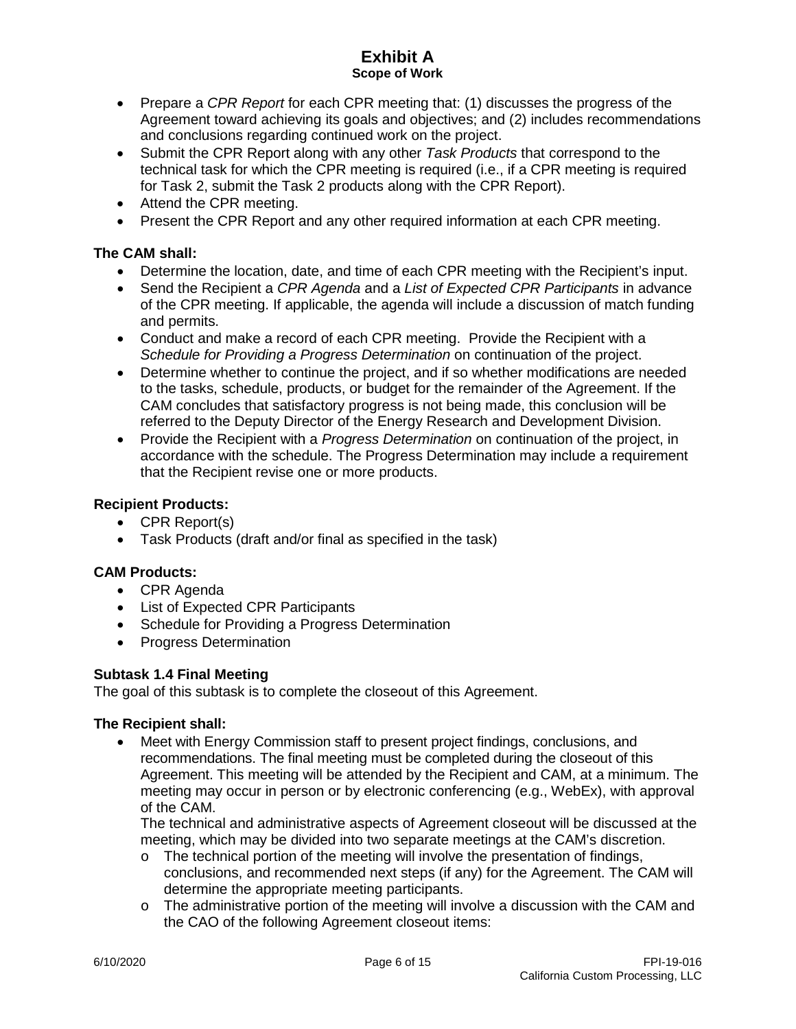- Prepare a *CPR Report* for each CPR meeting that: (1) discusses the progress of the Agreement toward achieving its goals and objectives; and (2) includes recommendations and conclusions regarding continued work on the project.
- Submit the CPR Report along with any other *Task Products* that correspond to the technical task for which the CPR meeting is required (i.e., if a CPR meeting is required for Task 2, submit the Task 2 products along with the CPR Report).
- Attend the CPR meeting.
- Present the CPR Report and any other required information at each CPR meeting.

**The CAM shall:**

- Determine the location, date, and time of each CPR meeting with the Recipient's input.
- Send the Recipient a *CPR Agenda* and a *List of Expected CPR Participants* in advance of the CPR meeting. If applicable, the agenda will include a discussion of match funding and permits.
- Conduct and make a record of each CPR meeting. Provide the Recipient with a *Schedule for Providing a Progress Determination* on continuation of the project.
- Determine whether to continue the project, and if so whether modifications are needed to the tasks, schedule, products, or budget for the remainder of the Agreement. If the CAM concludes that satisfactory progress is not being made, this conclusion will be referred to the Deputy Director of the Energy Research and Development Division.
- Provide the Recipient with a *Progress Determination* on continuation of the project, in accordance with the schedule. The Progress Determination may include a requirement that the Recipient revise one or more products.

**Recipient Products:**

- CPR Report(s)
- Task Products (draft and/or final as specified in the task)

**CAM Products:**

- CPR Agenda
- List of Expected CPR Participants
- Schedule for Providing a Progress Determination
- Progress Determination

### Subtask 1.4 Final Meeting

The goal of this subtask is to complete the closeout of this Agreement.

**The Recipient shall:**

- Meet with Energy Commission staff to present project findings, conclusions, and recommendations. The final meeting must be completed during the closeout of this Agreement. This meeting will be attended by the Recipient and CAM, at a minimum. The meeting may occur in person or by electronic conferencing (e.g., WebEx), with approval of the CAM.

  The technical and administrative aspects of Agreement closeout will be discussed at the meeting, which may be divided into two separate meetings at the CAM's discretion.
  - The technical portion of the meeting will involve the presentation of findings, conclusions, and recommended next steps (if any) for the Agreement. The CAM will determine the appropriate meeting participants.
  - The administrative portion of the meeting will involve a discussion with the CAM and the CAO of the following Agreement closeout items: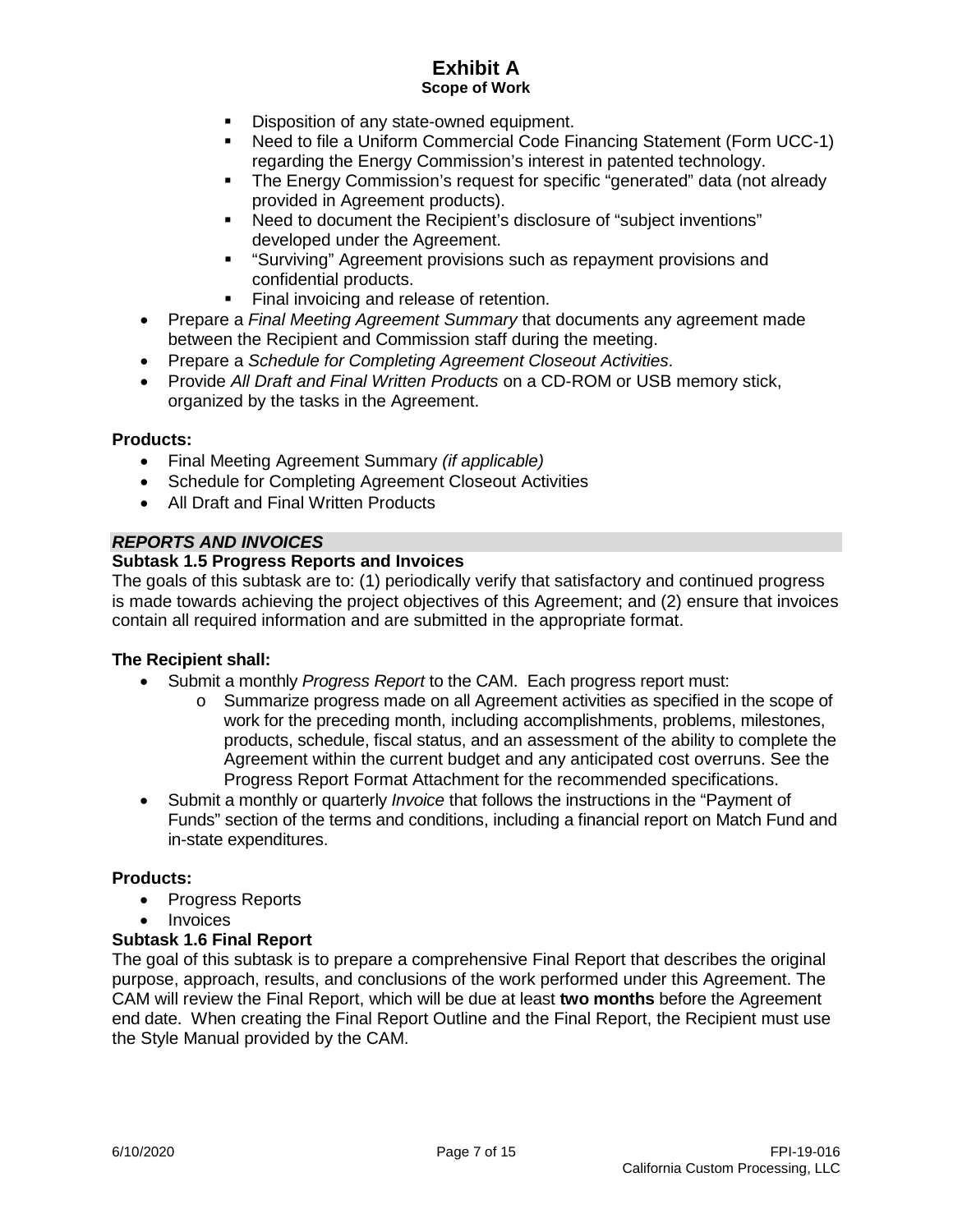- Disposition of any state-owned equipment.
    - Need to file a Uniform Commercial Code Financing Statement (Form UCC-1) regarding the Energy Commission's interest in patented technology.
    - The Energy Commission's request for specific "generated" data (not already provided in Agreement products).
    - Need to document the Recipient's disclosure of "subject inventions" developed under the Agreement.
    - "Surviving" Agreement provisions such as repayment provisions and confidential products.
    - Final invoicing and release of retention.
- Prepare a *Final Meeting Agreement Summary* that documents any agreement made between the Recipient and Commission staff during the meeting.
- Prepare a *Schedule for Completing Agreement Closeout Activities*.
- Provide *All Draft and Final Written Products* on a CD-ROM or USB memory stick, organized by the tasks in the Agreement.

**Products:**

- Final Meeting Agreement Summary *(if applicable)*
- Schedule for Completing Agreement Closeout Activities
- All Draft and Final Written Products

***REPORTS AND INVOICES***

**Subtask 1.5 Progress Reports and Invoices**

The goals of this subtask are to: (1) periodically verify that satisfactory and continued progress is made towards achieving the project objectives of this Agreement; and (2) ensure that invoices contain all required information and are submitted in the appropriate format.

**The Recipient shall:**

- Submit a monthly *Progress Report* to the CAM. Each progress report must:
    - Summarize progress made on all Agreement activities as specified in the scope of work for the preceding month, including accomplishments, problems, milestones, products, schedule, fiscal status, and an assessment of the ability to complete the Agreement within the current budget and any anticipated cost overruns. See the Progress Report Format Attachment for the recommended specifications.
- Submit a monthly or quarterly *Invoice* that follows the instructions in the "Payment of Funds" section of the terms and conditions, including a financial report on Match Fund and in-state expenditures.

**Products:**

- Progress Reports
- Invoices

**Subtask 1.6 Final Report**

The goal of this subtask is to prepare a comprehensive Final Report that describes the original purpose, approach, results, and conclusions of the work performed under this Agreement. The CAM will review the Final Report, which will be due at least **two months** before the Agreement end date. When creating the Final Report Outline and the Final Report, the Recipient must use the Style Manual provided by the CAM.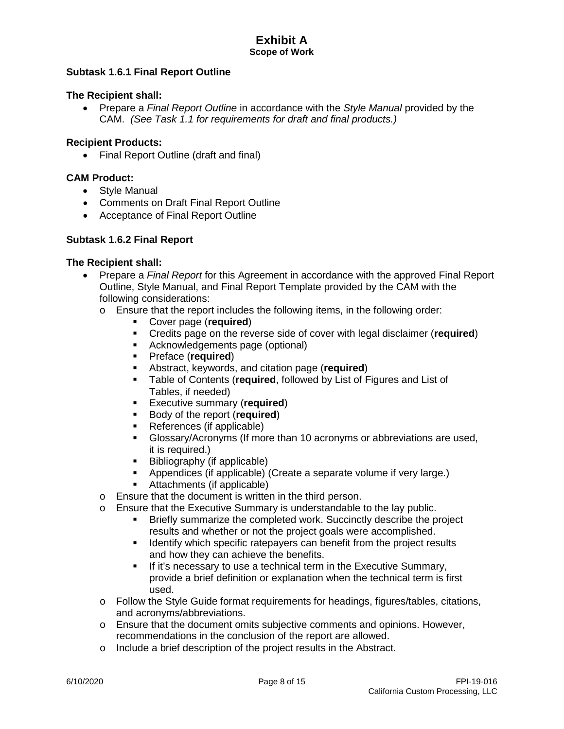### Subtask 1.6.1 Final Report Outline

**The Recipient shall:**

- Prepare a *Final Report Outline* in accordance with the *Style Manual* provided by the CAM. *(See Task 1.1 for requirements for draft and final products.)*

**Recipient Products:**

- Final Report Outline (draft and final)

**CAM Product:**

- Style Manual
- Comments on Draft Final Report Outline
- Acceptance of Final Report Outline

### Subtask 1.6.2 Final Report

**The Recipient shall:**

- Prepare a *Final Report* for this Agreement in accordance with the approved Final Report Outline, Style Manual, and Final Report Template provided by the CAM with the following considerations:
  - Ensure that the report includes the following items, in the following order:
    - Cover page (**required**)
    - Credits page on the reverse side of cover with legal disclaimer (**required**)
    - Acknowledgements page (optional)
    - Preface (**required**)
    - Abstract, keywords, and citation page (**required**)
    - Table of Contents (**required**, followed by List of Figures and List of Tables, if needed)
    - Executive summary (**required**)
    - Body of the report (**required**)
    - References (if applicable)
    - Glossary/Acronyms (If more than 10 acronyms or abbreviations are used, it is required.)
    - Bibliography (if applicable)
    - Appendices (if applicable) (Create a separate volume if very large.)
    - Attachments (if applicable)
  - Ensure that the document is written in the third person.
  - Ensure that the Executive Summary is understandable to the lay public.
    - Briefly summarize the completed work. Succinctly describe the project results and whether or not the project goals were accomplished.
    - Identify which specific ratepayers can benefit from the project results and how they can achieve the benefits.
    - If it's necessary to use a technical term in the Executive Summary, provide a brief definition or explanation when the technical term is first used.
  - Follow the Style Guide format requirements for headings, figures/tables, citations, and acronyms/abbreviations.
  - Ensure that the document omits subjective comments and opinions. However, recommendations in the conclusion of the report are allowed.
  - Include a brief description of the project results in the Abstract.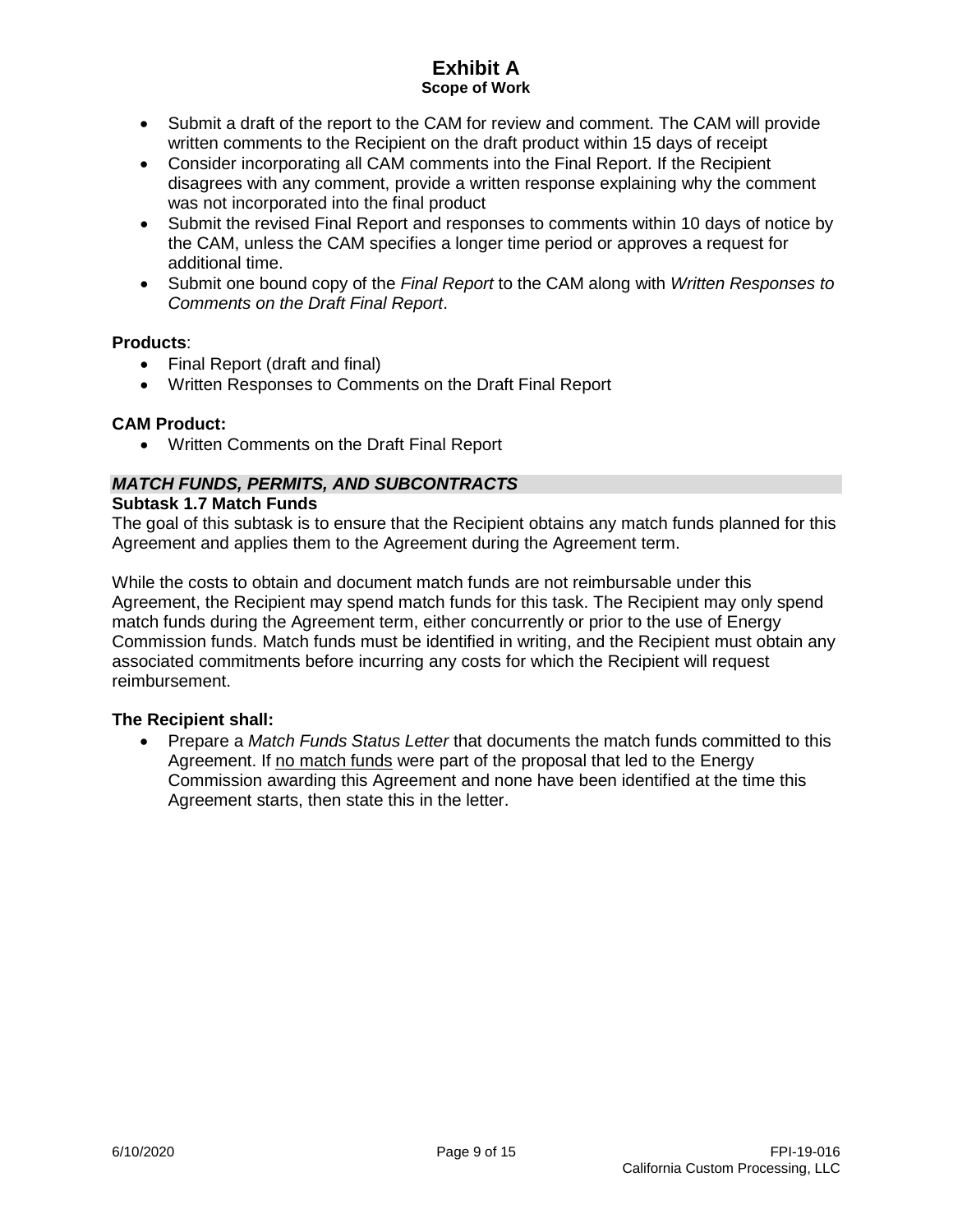- Submit a draft of the report to the CAM for review and comment. The CAM will provide written comments to the Recipient on the draft product within 15 days of receipt
- Consider incorporating all CAM comments into the Final Report. If the Recipient disagrees with any comment, provide a written response explaining why the comment was not incorporated into the final product
- Submit the revised Final Report and responses to comments within 10 days of notice by the CAM, unless the CAM specifies a longer time period or approves a request for additional time.
- Submit one bound copy of the *Final Report* to the CAM along with *Written Responses to Comments on the Draft Final Report*.

**Products**:

- Final Report (draft and final)
- Written Responses to Comments on the Draft Final Report

**CAM Product:**

- Written Comments on the Draft Final Report

### *MATCH FUNDS, PERMITS, AND SUBCONTRACTS*

**Subtask 1.7 Match Funds**

The goal of this subtask is to ensure that the Recipient obtains any match funds planned for this Agreement and applies them to the Agreement during the Agreement term.

While the costs to obtain and document match funds are not reimbursable under this Agreement, the Recipient may spend match funds for this task. The Recipient may only spend match funds during the Agreement term, either concurrently or prior to the use of Energy Commission funds. Match funds must be identified in writing, and the Recipient must obtain any associated commitments before incurring any costs for which the Recipient will request reimbursement.

**The Recipient shall:**

- Prepare a *Match Funds Status Letter* that documents the match funds committed to this Agreement. If no match funds were part of the proposal that led to the Energy Commission awarding this Agreement and none have been identified at the time this Agreement starts, then state this in the letter.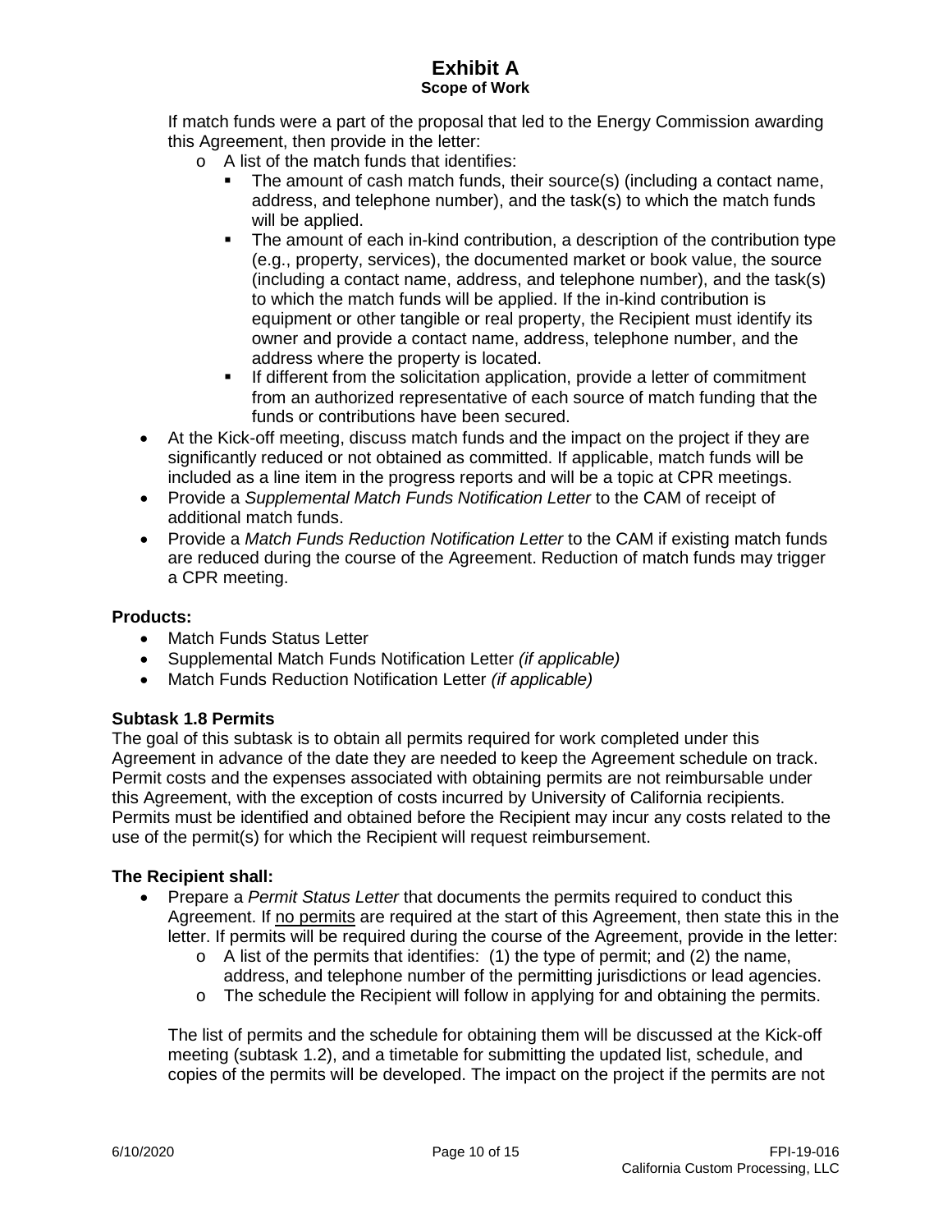If match funds were a part of the proposal that led to the Energy Commission awarding this Agreement, then provide in the letter:

- A list of the match funds that identifies:
  - The amount of cash match funds, their source(s) (including a contact name, address, and telephone number), and the task(s) to which the match funds will be applied.
  - The amount of each in-kind contribution, a description of the contribution type (e.g., property, services), the documented market or book value, the source (including a contact name, address, and telephone number), and the task(s) to which the match funds will be applied. If the in-kind contribution is equipment or other tangible or real property, the Recipient must identify its owner and provide a contact name, address, telephone number, and the address where the property is located.
  - If different from the solicitation application, provide a letter of commitment from an authorized representative of each source of match funding that the funds or contributions have been secured.

- At the Kick-off meeting, discuss match funds and the impact on the project if they are significantly reduced or not obtained as committed. If applicable, match funds will be included as a line item in the progress reports and will be a topic at CPR meetings.
- Provide a *Supplemental Match Funds Notification Letter* to the CAM of receipt of additional match funds.
- Provide a *Match Funds Reduction Notification Letter* to the CAM if existing match funds are reduced during the course of the Agreement. Reduction of match funds may trigger a CPR meeting.

**Products:**

- Match Funds Status Letter
- Supplemental Match Funds Notification Letter *(if applicable)*
- Match Funds Reduction Notification Letter *(if applicable)*

**Subtask 1.8 Permits**

The goal of this subtask is to obtain all permits required for work completed under this Agreement in advance of the date they are needed to keep the Agreement schedule on track. Permit costs and the expenses associated with obtaining permits are not reimbursable under this Agreement, with the exception of costs incurred by University of California recipients. Permits must be identified and obtained before the Recipient may incur any costs related to the use of the permit(s) for which the Recipient will request reimbursement.

**The Recipient shall:**

- Prepare a *Permit Status Letter* that documents the permits required to conduct this Agreement. If <u>no permits</u> are required at the start of this Agreement, then state this in the letter. If permits will be required during the course of the Agreement, provide in the letter:
  - A list of the permits that identifies: (1) the type of permit; and (2) the name, address, and telephone number of the permitting jurisdictions or lead agencies.
  - The schedule the Recipient will follow in applying for and obtaining the permits.

  The list of permits and the schedule for obtaining them will be discussed at the Kick-off meeting (subtask 1.2), and a timetable for submitting the updated list, schedule, and copies of the permits will be developed. The impact on the project if the permits are not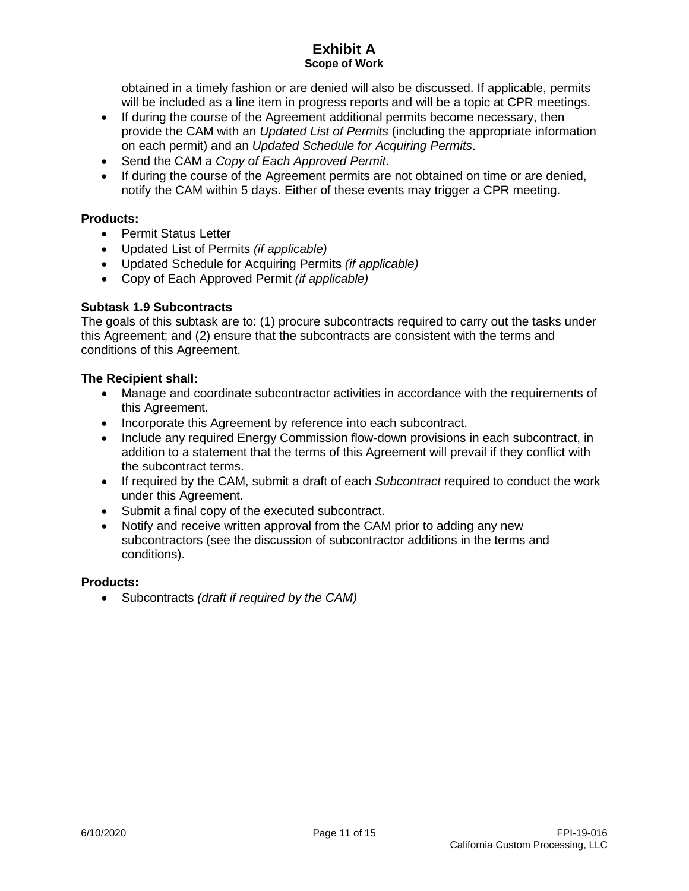obtained in a timely fashion or are denied will also be discussed. If applicable, permits will be included as a line item in progress reports and will be a topic at CPR meetings.

- If during the course of the Agreement additional permits become necessary, then provide the CAM with an *Updated List of Permits* (including the appropriate information on each permit) and an *Updated Schedule for Acquiring Permits*.
- Send the CAM a *Copy of Each Approved Permit*.
- If during the course of the Agreement permits are not obtained on time or are denied, notify the CAM within 5 days. Either of these events may trigger a CPR meeting.

**Products:**

- Permit Status Letter
- Updated List of Permits *(if applicable)*
- Updated Schedule for Acquiring Permits *(if applicable)*
- Copy of Each Approved Permit *(if applicable)*

**Subtask 1.9 Subcontracts**

The goals of this subtask are to: (1) procure subcontracts required to carry out the tasks under this Agreement; and (2) ensure that the subcontracts are consistent with the terms and conditions of this Agreement.

**The Recipient shall:**

- Manage and coordinate subcontractor activities in accordance with the requirements of this Agreement.
- Incorporate this Agreement by reference into each subcontract.
- Include any required Energy Commission flow-down provisions in each subcontract, in addition to a statement that the terms of this Agreement will prevail if they conflict with the subcontract terms.
- If required by the CAM, submit a draft of each *Subcontract* required to conduct the work under this Agreement.
- Submit a final copy of the executed subcontract.
- Notify and receive written approval from the CAM prior to adding any new subcontractors (see the discussion of subcontractor additions in the terms and conditions).

**Products:**

- Subcontracts *(draft if required by the CAM)*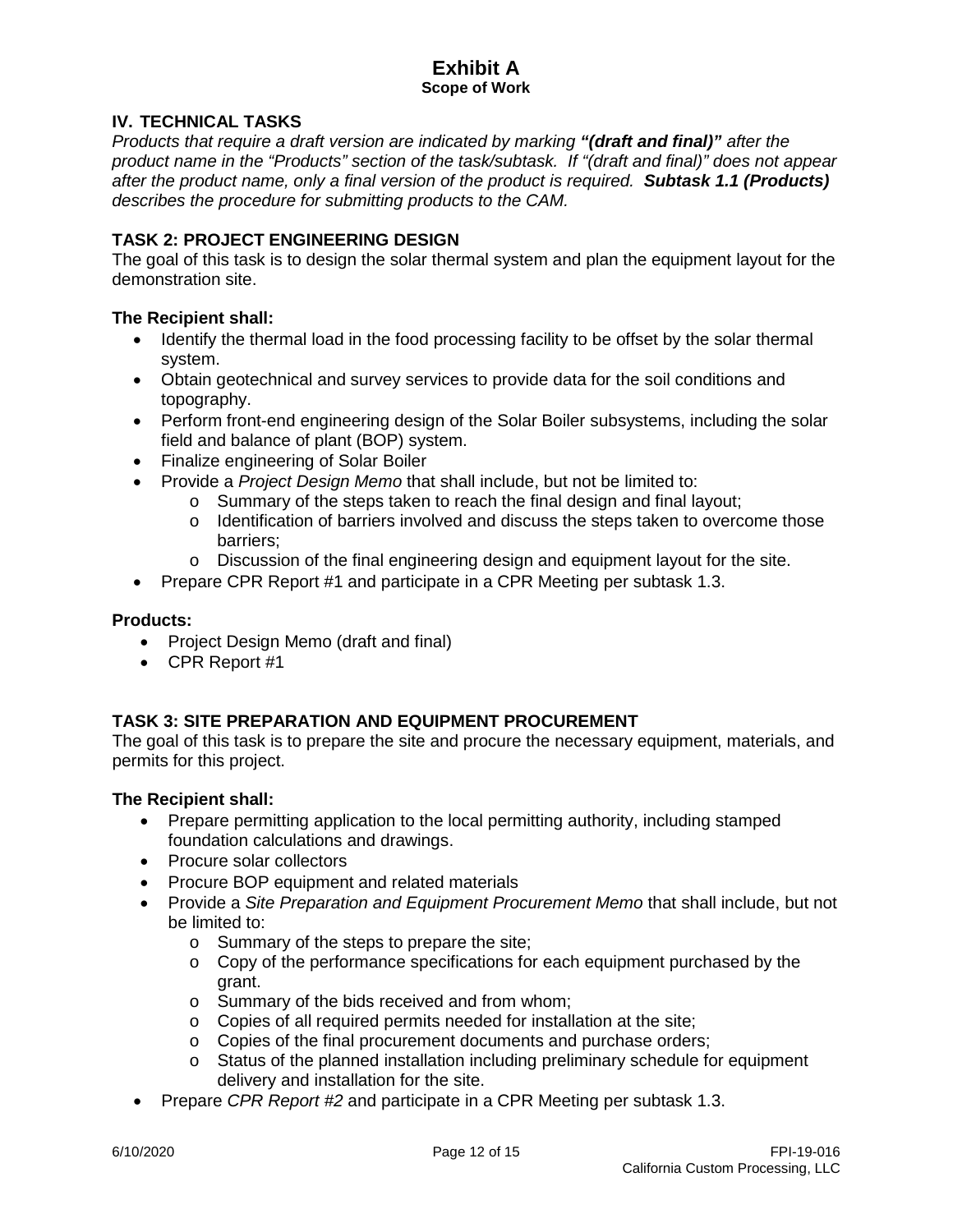# Exhibit A
**Scope of Work**

## IV. TECHNICAL TASKS

*Products that require a draft version are indicated by marking **"(draft and final)"** after the product name in the "Products" section of the task/subtask. If "(draft and final)" does not appear after the product name, only a final version of the product is required. **Subtask 1.1 (Products)** describes the procedure for submitting products to the CAM.*

### TASK 2: PROJECT ENGINEERING DESIGN

The goal of this task is to design the solar thermal system and plan the equipment layout for the demonstration site.

**The Recipient shall:**

- Identify the thermal load in the food processing facility to be offset by the solar thermal system.
- Obtain geotechnical and survey services to provide data for the soil conditions and topography.
- Perform front-end engineering design of the Solar Boiler subsystems, including the solar field and balance of plant (BOP) system.
- Finalize engineering of Solar Boiler
- Provide a *Project Design Memo* that shall include, but not be limited to:
  - Summary of the steps taken to reach the final design and final layout;
  - Identification of barriers involved and discuss the steps taken to overcome those barriers;
  - Discussion of the final engineering design and equipment layout for the site.
- Prepare CPR Report #1 and participate in a CPR Meeting per subtask 1.3.

**Products:**

- Project Design Memo (draft and final)
- CPR Report #1

### TASK 3: SITE PREPARATION AND EQUIPMENT PROCUREMENT

The goal of this task is to prepare the site and procure the necessary equipment, materials, and permits for this project.

**The Recipient shall:**

- Prepare permitting application to the local permitting authority, including stamped foundation calculations and drawings.
- Procure solar collectors
- Procure BOP equipment and related materials
- Provide a *Site Preparation and Equipment Procurement Memo* that shall include, but not be limited to:
  - Summary of the steps to prepare the site;
  - Copy of the performance specifications for each equipment purchased by the grant.
  - Summary of the bids received and from whom;
  - Copies of all required permits needed for installation at the site;
  - Copies of the final procurement documents and purchase orders;
  - Status of the planned installation including preliminary schedule for equipment delivery and installation for the site.
- Prepare *CPR Report #2* and participate in a CPR Meeting per subtask 1.3.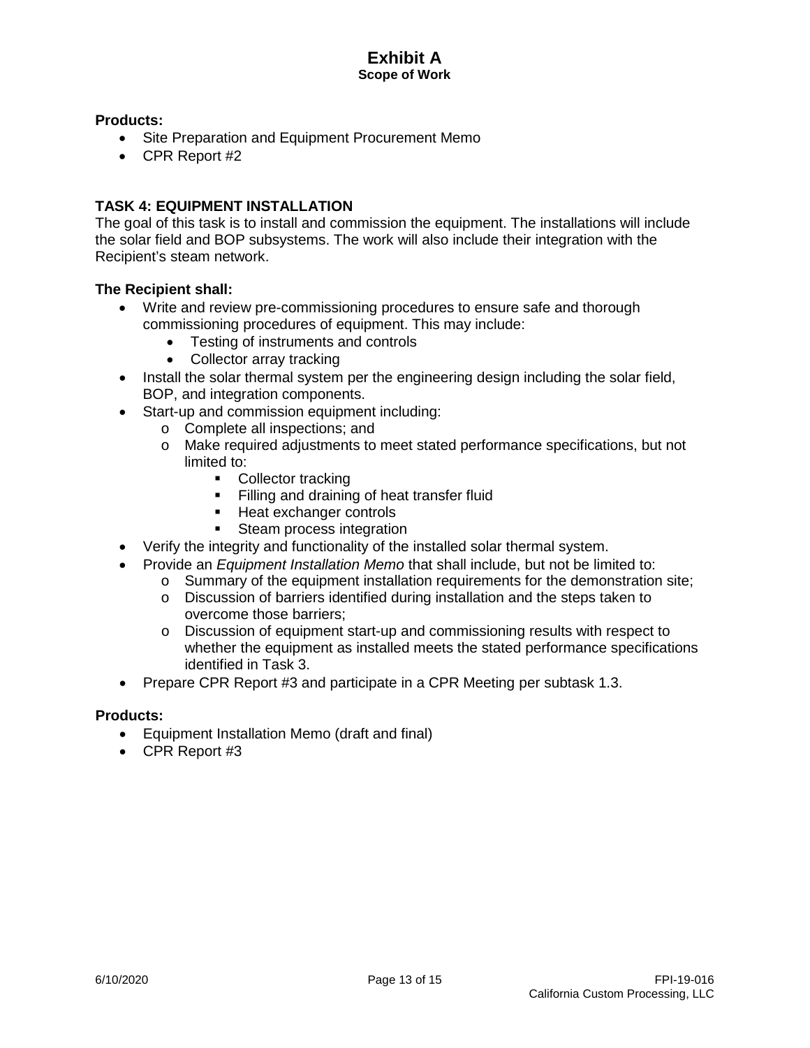**Products:**

- Site Preparation and Equipment Procurement Memo
- CPR Report #2

**TASK 4: EQUIPMENT INSTALLATION**

The goal of this task is to install and commission the equipment. The installations will include the solar field and BOP subsystems. The work will also include their integration with the Recipient's steam network.

**The Recipient shall:**

- Write and review pre-commissioning procedures to ensure safe and thorough commissioning procedures of equipment. This may include:
  - Testing of instruments and controls
  - Collector array tracking
- Install the solar thermal system per the engineering design including the solar field, BOP, and integration components.
- Start-up and commission equipment including:
  - Complete all inspections; and
  - Make required adjustments to meet stated performance specifications, but not limited to:
    - Collector tracking
    - Filling and draining of heat transfer fluid
    - Heat exchanger controls
    - Steam process integration
- Verify the integrity and functionality of the installed solar thermal system.
- Provide an *Equipment Installation Memo* that shall include, but not be limited to:
  - Summary of the equipment installation requirements for the demonstration site;
  - Discussion of barriers identified during installation and the steps taken to overcome those barriers;
  - Discussion of equipment start-up and commissioning results with respect to whether the equipment as installed meets the stated performance specifications identified in Task 3.
- Prepare CPR Report #3 and participate in a CPR Meeting per subtask 1.3.

**Products:**

- Equipment Installation Memo (draft and final)
- CPR Report #3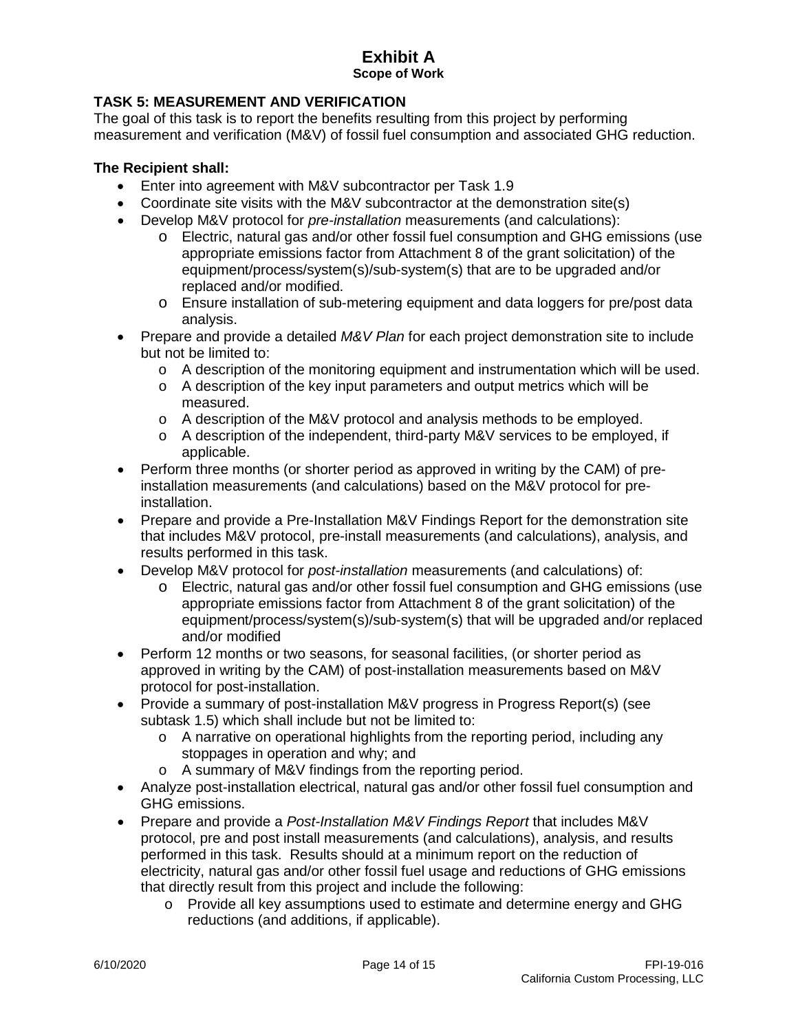## TASK 5: MEASUREMENT AND VERIFICATION

The goal of this task is to report the benefits resulting from this project by performing measurement and verification (M&V) of fossil fuel consumption and associated GHG reduction.

**The Recipient shall:**

- Enter into agreement with M&V subcontractor per Task 1.9
- Coordinate site visits with the M&V subcontractor at the demonstration site(s)
- Develop M&V protocol for *pre-installation* measurements (and calculations):
  - Electric, natural gas and/or other fossil fuel consumption and GHG emissions (use appropriate emissions factor from Attachment 8 of the grant solicitation) of the equipment/process/system(s)/sub-system(s) that are to be upgraded and/or replaced and/or modified.
  - Ensure installation of sub-metering equipment and data loggers for pre/post data analysis.
- Prepare and provide a detailed *M&V Plan* for each project demonstration site to include but not be limited to:
  - A description of the monitoring equipment and instrumentation which will be used.
  - A description of the key input parameters and output metrics which will be measured.
  - A description of the M&V protocol and analysis methods to be employed.
  - A description of the independent, third-party M&V services to be employed, if applicable.
- Perform three months (or shorter period as approved in writing by the CAM) of pre-installation measurements (and calculations) based on the M&V protocol for pre-installation.
- Prepare and provide a Pre-Installation M&V Findings Report for the demonstration site that includes M&V protocol, pre-install measurements (and calculations), analysis, and results performed in this task.
- Develop M&V protocol for *post-installation* measurements (and calculations) of:
  - Electric, natural gas and/or other fossil fuel consumption and GHG emissions (use appropriate emissions factor from Attachment 8 of the grant solicitation) of the equipment/process/system(s)/sub-system(s) that will be upgraded and/or replaced and/or modified
- Perform 12 months or two seasons, for seasonal facilities, (or shorter period as approved in writing by the CAM) of post-installation measurements based on M&V protocol for post-installation.
- Provide a summary of post-installation M&V progress in Progress Report(s) (see subtask 1.5) which shall include but not be limited to:
  - A narrative on operational highlights from the reporting period, including any stoppages in operation and why; and
  - A summary of M&V findings from the reporting period.
- Analyze post-installation electrical, natural gas and/or other fossil fuel consumption and GHG emissions.
- Prepare and provide a *Post-Installation M&V Findings Report* that includes M&V protocol, pre and post install measurements (and calculations), analysis, and results performed in this task. Results should at a minimum report on the reduction of electricity, natural gas and/or other fossil fuel usage and reductions of GHG emissions that directly result from this project and include the following:
  - Provide all key assumptions used to estimate and determine energy and GHG reductions (and additions, if applicable).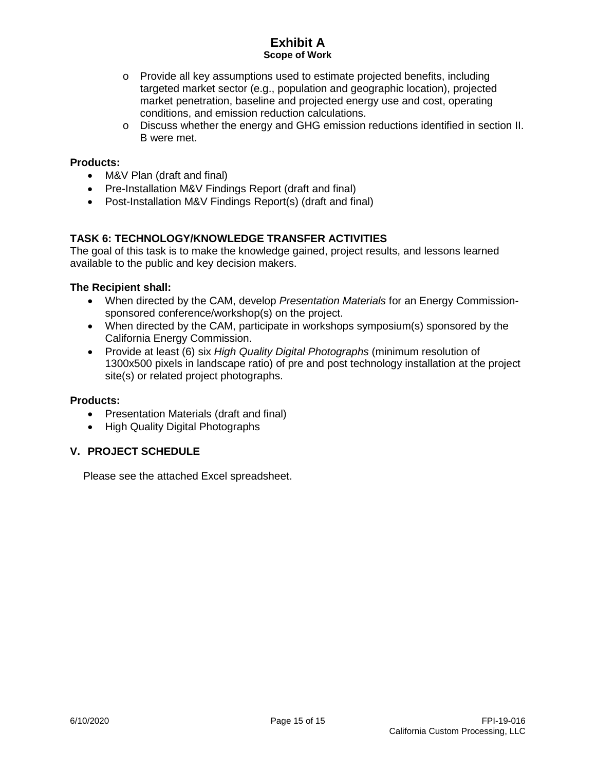- Provide all key assumptions used to estimate projected benefits, including targeted market sector (e.g., population and geographic location), projected market penetration, baseline and projected energy use and cost, operating conditions, and emission reduction calculations.
  - Discuss whether the energy and GHG emission reductions identified in section II. B were met.

**Products:**

- M&V Plan (draft and final)
- Pre-Installation M&V Findings Report (draft and final)
- Post-Installation M&V Findings Report(s) (draft and final)

### TASK 6: TECHNOLOGY/KNOWLEDGE TRANSFER ACTIVITIES

The goal of this task is to make the knowledge gained, project results, and lessons learned available to the public and key decision makers.

**The Recipient shall:**

- When directed by the CAM, develop *Presentation Materials* for an Energy Commission-sponsored conference/workshop(s) on the project.
- When directed by the CAM, participate in workshops symposium(s) sponsored by the California Energy Commission.
- Provide at least (6) six *High Quality Digital Photographs* (minimum resolution of 1300x500 pixels in landscape ratio) of pre and post technology installation at the project site(s) or related project photographs.

**Products:**

- Presentation Materials (draft and final)
- High Quality Digital Photographs

## V. PROJECT SCHEDULE

Please see the attached Excel spreadsheet.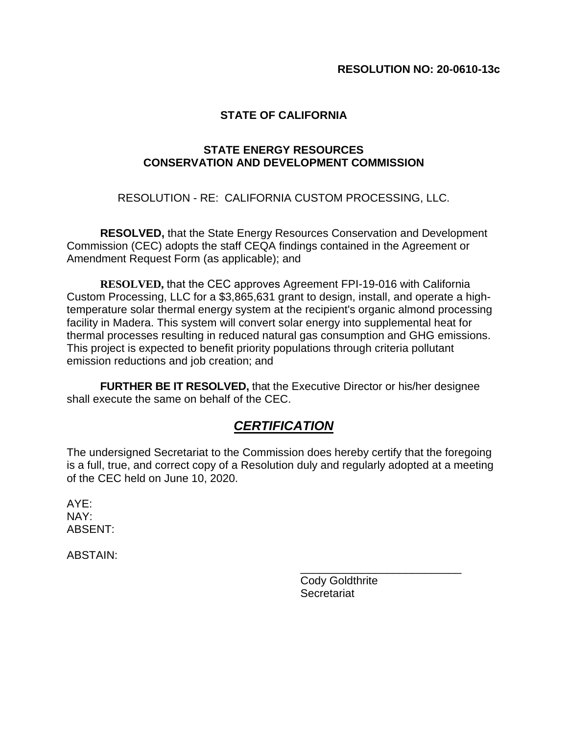**RESOLUTION NO: 20-0610-13c**

**STATE OF CALIFORNIA**

**STATE ENERGY RESOURCES**
**CONSERVATION AND DEVELOPMENT COMMISSION**

RESOLUTION - RE: CALIFORNIA CUSTOM PROCESSING, LLC.

**RESOLVED,** that the State Energy Resources Conservation and Development Commission (CEC) adopts the staff CEQA findings contained in the Agreement or Amendment Request Form (as applicable); and

**RESOLVED,** that the CEC approves Agreement FPI-19-016 with California Custom Processing, LLC for a $3,865,631 grant to design, install, and operate a high-temperature solar thermal energy system at the recipient's organic almond processing facility in Madera. This system will convert solar energy into supplemental heat for thermal processes resulting in reduced natural gas consumption and GHG emissions. This project is expected to benefit priority populations through criteria pollutant emission reductions and job creation; and

**FURTHER BE IT RESOLVED,** that the Executive Director or his/her designee shall execute the same on behalf of the CEC.

## ***CERTIFICATION***

The undersigned Secretariat to the Commission does hereby certify that the foregoing is a full, true, and correct copy of a Resolution duly and regularly adopted at a meeting of the CEC held on June 10, 2020.

AYE:
NAY:
ABSENT:

ABSTAIN:

___________________________
Cody Goldthrite
Secretariat